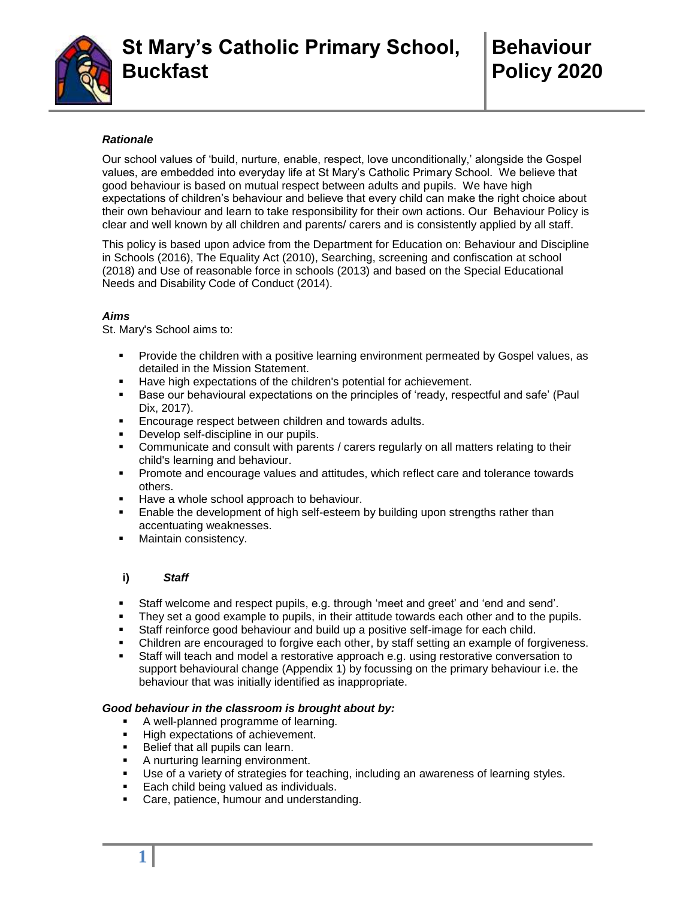# St Mary's Catholic Primary School, Buckfast

# Behaviour Policy 2020

***Rationale***

Our school values of 'build, nurture, enable, respect, love unconditionally,' alongside the Gospel values, are embedded into everyday life at St Mary's Catholic Primary School. We believe that good behaviour is based on mutual respect between adults and pupils. We have high expectations of children's behaviour and believe that every child can make the right choice about their own behaviour and learn to take responsibility for their own actions. Our Behaviour Policy is clear and well known by all children and parents/ carers and is consistently applied by all staff.

This policy is based upon advice from the Department for Education on: Behaviour and Discipline in Schools (2016), The Equality Act (2010), Searching, screening and confiscation at school (2018) and Use of reasonable force in schools (2013) and based on the Special Educational Needs and Disability Code of Conduct (2014).

***Aims***

St. Mary's School aims to:

- Provide the children with a positive learning environment permeated by Gospel values, as detailed in the Mission Statement.
- Have high expectations of the children's potential for achievement.
- Base our behavioural expectations on the principles of 'ready, respectful and safe' (Paul Dix, 2017).
- Encourage respect between children and towards adults.
- Develop self-discipline in our pupils.
- Communicate and consult with parents / carers regularly on all matters relating to their child's learning and behaviour.
- Promote and encourage values and attitudes, which reflect care and tolerance towards others.
- Have a whole school approach to behaviour.
- Enable the development of high self-esteem by building upon strengths rather than accentuating weaknesses.
- Maintain consistency.

**i)** ***Staff***

- Staff welcome and respect pupils, e.g. through 'meet and greet' and 'end and send'.
- They set a good example to pupils, in their attitude towards each other and to the pupils.
- Staff reinforce good behaviour and build up a positive self-image for each child.
- Children are encouraged to forgive each other, by staff setting an example of forgiveness.
- Staff will teach and model a restorative approach e.g. using restorative conversation to support behavioural change (Appendix 1) by focussing on the primary behaviour i.e. the behaviour that was initially identified as inappropriate.

***Good behaviour in the classroom is brought about by:***

- A well-planned programme of learning.
- High expectations of achievement.
- Belief that all pupils can learn.
- A nurturing learning environment.
- Use of a variety of strategies for teaching, including an awareness of learning styles.
- Each child being valued as individuals.
- Care, patience, humour and understanding.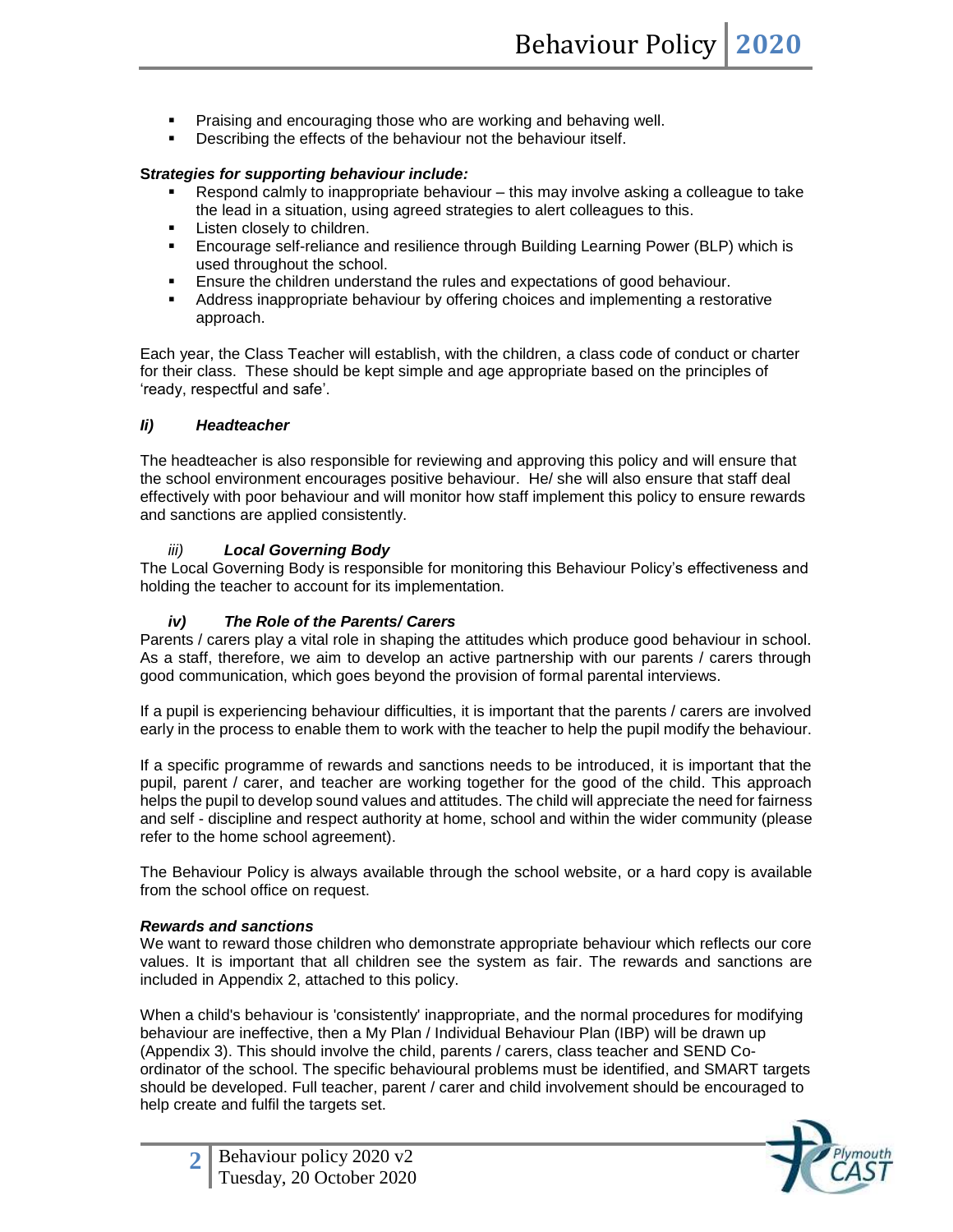- Praising and encouraging those who are working and behaving well.
- Describing the effects of the behaviour not the behaviour itself.

***Strategies for supporting behaviour include:***

- Respond calmly to inappropriate behaviour – this may involve asking a colleague to take the lead in a situation, using agreed strategies to alert colleagues to this.
- Listen closely to children.
- Encourage self-reliance and resilience through Building Learning Power (BLP) which is used throughout the school.
- Ensure the children understand the rules and expectations of good behaviour.
- Address inappropriate behaviour by offering choices and implementing a restorative approach.

Each year, the Class Teacher will establish, with the children, a class code of conduct or charter for their class. These should be kept simple and age appropriate based on the principles of 'ready, respectful and safe'.

***Ii) Headteacher***

The headteacher is also responsible for reviewing and approving this policy and will ensure that the school environment encourages positive behaviour. He/ she will also ensure that staff deal effectively with poor behaviour and will monitor how staff implement this policy to ensure rewards and sanctions are applied consistently.

***iii) Local Governing Body***

The Local Governing Body is responsible for monitoring this Behaviour Policy's effectiveness and holding the teacher to account for its implementation.

***iv) The Role of the Parents/ Carers***

Parents / carers play a vital role in shaping the attitudes which produce good behaviour in school. As a staff, therefore, we aim to develop an active partnership with our parents / carers through good communication, which goes beyond the provision of formal parental interviews.

If a pupil is experiencing behaviour difficulties, it is important that the parents / carers are involved early in the process to enable them to work with the teacher to help the pupil modify the behaviour.

If a specific programme of rewards and sanctions needs to be introduced, it is important that the pupil, parent / carer, and teacher are working together for the good of the child. This approach helps the pupil to develop sound values and attitudes. The child will appreciate the need for fairness and self - discipline and respect authority at home, school and within the wider community (please refer to the home school agreement).

The Behaviour Policy is always available through the school website, or a hard copy is available from the school office on request.

***Rewards and sanctions***

We want to reward those children who demonstrate appropriate behaviour which reflects our core values. It is important that all children see the system as fair. The rewards and sanctions are included in Appendix 2, attached to this policy.

When a child's behaviour is 'consistently' inappropriate, and the normal procedures for modifying behaviour are ineffective, then a My Plan / Individual Behaviour Plan (IBP) will be drawn up (Appendix 3). This should involve the child, parents / carers, class teacher and SEND Co-ordinator of the school. The specific behavioural problems must be identified, and SMART targets should be developed. Full teacher, parent / carer and child involvement should be encouraged to help create and fulfil the targets set.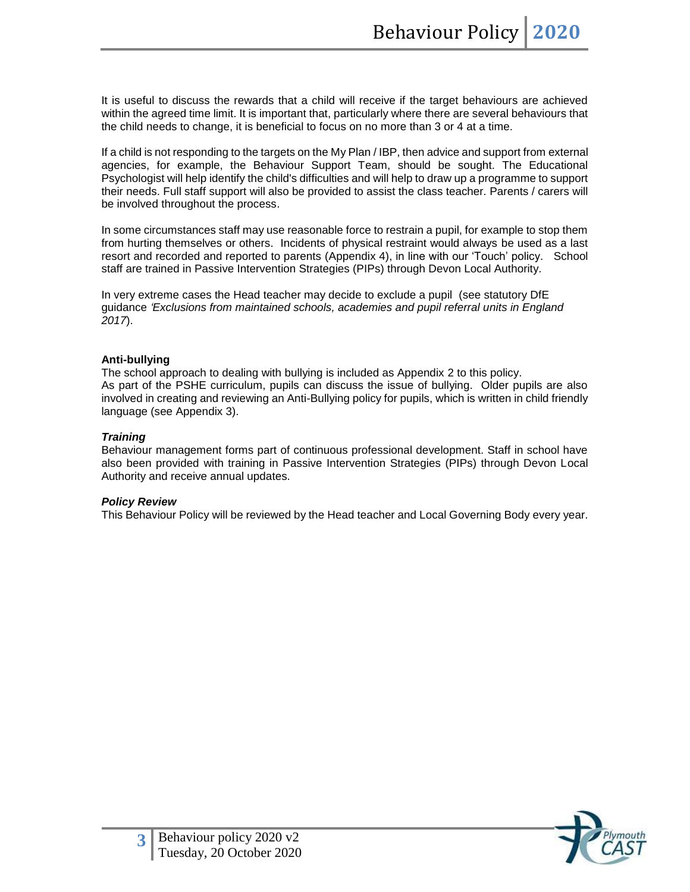It is useful to discuss the rewards that a child will receive if the target behaviours are achieved within the agreed time limit. It is important that, particularly where there are several behaviours that the child needs to change, it is beneficial to focus on no more than 3 or 4 at a time.

If a child is not responding to the targets on the My Plan / IBP, then advice and support from external agencies, for example, the Behaviour Support Team, should be sought. The Educational Psychologist will help identify the child's difficulties and will help to draw up a programme to support their needs. Full staff support will also be provided to assist the class teacher. Parents / carers will be involved throughout the process.

In some circumstances staff may use reasonable force to restrain a pupil, for example to stop them from hurting themselves or others. Incidents of physical restraint would always be used as a last resort and recorded and reported to parents (Appendix 4), in line with our 'Touch' policy. School staff are trained in Passive Intervention Strategies (PIPs) through Devon Local Authority.

In very extreme cases the Head teacher may decide to exclude a pupil (see statutory DfE guidance *'Exclusions from maintained schools, academies and pupil referral units in England 2017*).

**Anti-bullying**

The school approach to dealing with bullying is included as Appendix 2 to this policy.
As part of the PSHE curriculum, pupils can discuss the issue of bullying. Older pupils are also involved in creating and reviewing an Anti-Bullying policy for pupils, which is written in child friendly language (see Appendix 3).

***Training***

Behaviour management forms part of continuous professional development. Staff in school have also been provided with training in Passive Intervention Strategies (PIPs) through Devon Local Authority and receive annual updates.

***Policy Review***

This Behaviour Policy will be reviewed by the Head teacher and Local Governing Body every year.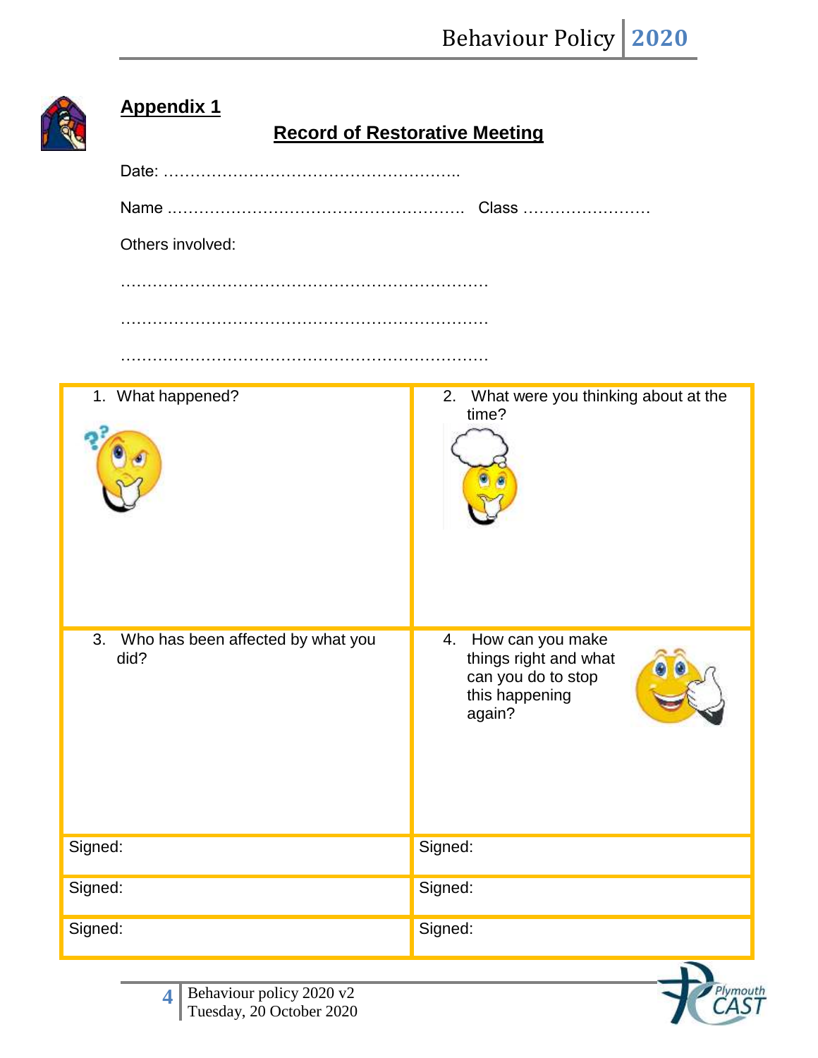## Appendix 1

### Record of Restorative Meeting

Date: ………………………………………………..

Name ……………………………………………….  Class ……………………

Others involved:

……………………………………………………………

……………………………………………………………

……………………………………………………………

| | |
|---|---|
| 1. What happened? | 2. What were you thinking about at the time? |
| 3. Who has been affected by what you did? | 4. How can you make things right and what can you do to stop this happening again? |
| Signed: | Signed: |
| Signed: | Signed: |
| Signed: | Signed: |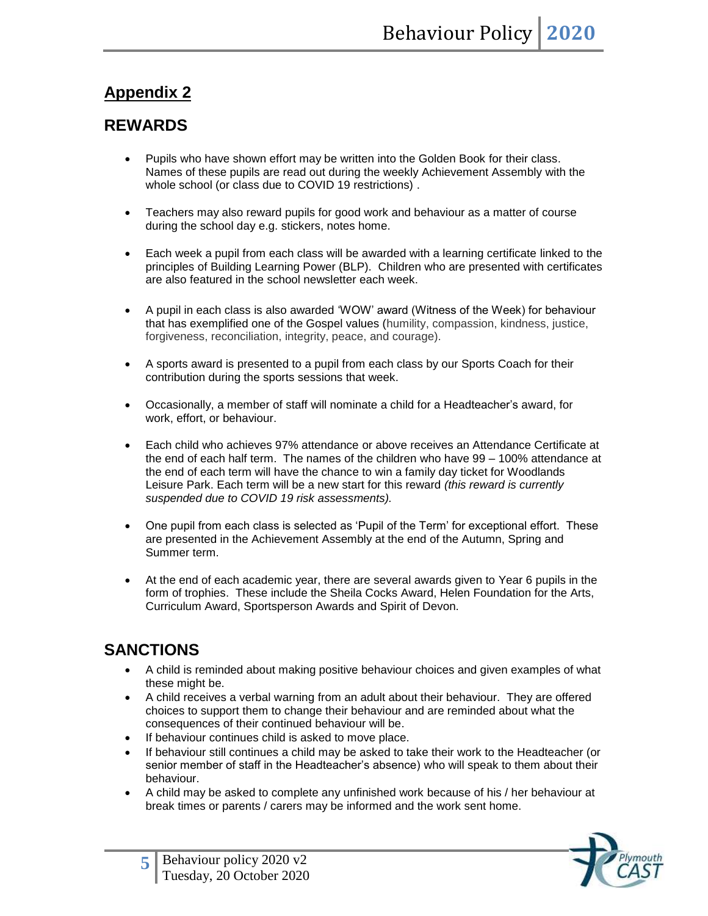## Appendix 2

## REWARDS

- Pupils who have shown effort may be written into the Golden Book for their class. Names of these pupils are read out during the weekly Achievement Assembly with the whole school (or class due to COVID 19 restrictions) .

- Teachers may also reward pupils for good work and behaviour as a matter of course during the school day e.g. stickers, notes home.

- Each week a pupil from each class will be awarded with a learning certificate linked to the principles of Building Learning Power (BLP). Children who are presented with certificates are also featured in the school newsletter each week.

- A pupil in each class is also awarded 'WOW' award (Witness of the Week) for behaviour that has exemplified one of the Gospel values (humility, compassion, kindness, justice, forgiveness, reconciliation, integrity, peace, and courage).

- A sports award is presented to a pupil from each class by our Sports Coach for their contribution during the sports sessions that week.

- Occasionally, a member of staff will nominate a child for a Headteacher's award, for work, effort, or behaviour.

- Each child who achieves 97% attendance or above receives an Attendance Certificate at the end of each half term. The names of the children who have 99 – 100% attendance at the end of each term will have the chance to win a family day ticket for Woodlands Leisure Park. Each term will be a new start for this reward *(this reward is currently suspended due to COVID 19 risk assessments).*

- One pupil from each class is selected as 'Pupil of the Term' for exceptional effort. These are presented in the Achievement Assembly at the end of the Autumn, Spring and Summer term.

- At the end of each academic year, there are several awards given to Year 6 pupils in the form of trophies. These include the Sheila Cocks Award, Helen Foundation for the Arts, Curriculum Award, Sportsperson Awards and Spirit of Devon.

## SANCTIONS

- A child is reminded about making positive behaviour choices and given examples of what these might be.
- A child receives a verbal warning from an adult about their behaviour. They are offered choices to support them to change their behaviour and are reminded about what the consequences of their continued behaviour will be.
- If behaviour continues child is asked to move place.
- If behaviour still continues a child may be asked to take their work to the Headteacher (or senior member of staff in the Headteacher's absence) who will speak to them about their behaviour.
- A child may be asked to complete any unfinished work because of his / her behaviour at break times or parents / carers may be informed and the work sent home.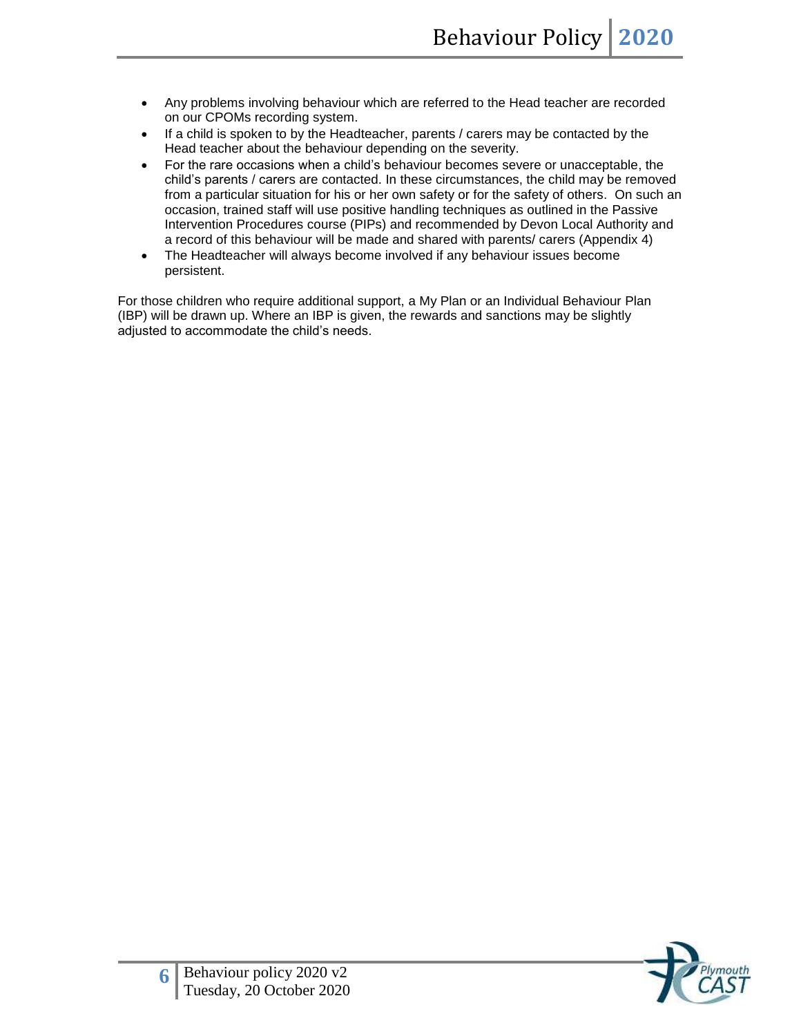- Any problems involving behaviour which are referred to the Head teacher are recorded on our CPOMs recording system.
- If a child is spoken to by the Headteacher, parents / carers may be contacted by the Head teacher about the behaviour depending on the severity.
- For the rare occasions when a child's behaviour becomes severe or unacceptable, the child's parents / carers are contacted. In these circumstances, the child may be removed from a particular situation for his or her own safety or for the safety of others. On such an occasion, trained staff will use positive handling techniques as outlined in the Passive Intervention Procedures course (PIPs) and recommended by Devon Local Authority and a record of this behaviour will be made and shared with parents/ carers (Appendix 4)
- The Headteacher will always become involved if any behaviour issues become persistent.

For those children who require additional support, a My Plan or an Individual Behaviour Plan (IBP) will be drawn up. Where an IBP is given, the rewards and sanctions may be slightly adjusted to accommodate the child's needs.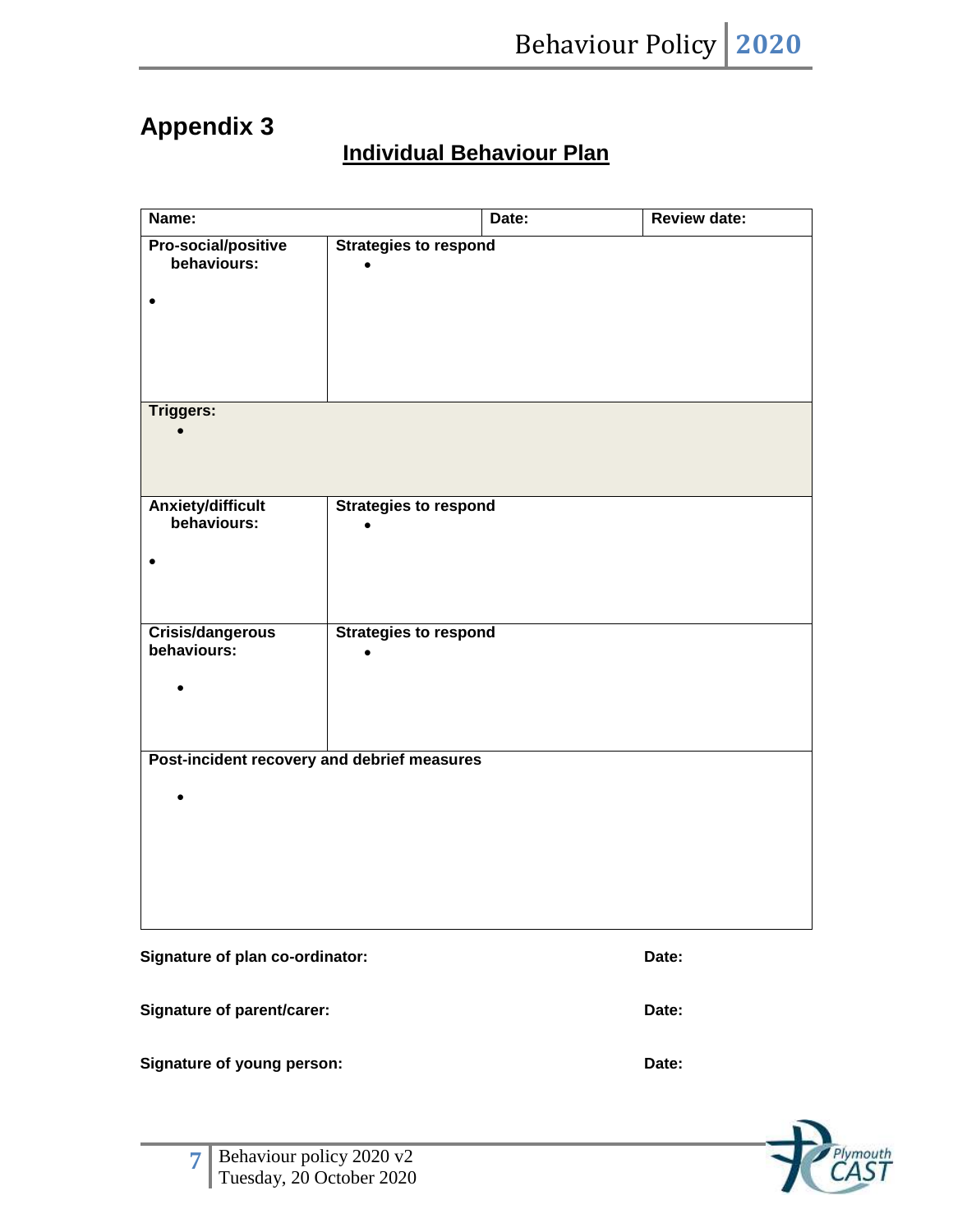## Appendix 3

### Individual Behaviour Plan

| Name: | | Date: | Review date: |
|---|---|---|---|
| **Pro-social/positive behaviours:**<br><br>• | **Strategies to respond**<br>• | | |
| **Triggers:**<br>• | | | |
| **Anxiety/difficult behaviours:**<br><br>• | **Strategies to respond**<br>• | | |
| **Crisis/dangerous behaviours:**<br><br>• | **Strategies to respond**<br>• | | |
| **Post-incident recovery and debrief measures**<br><br>• | | | |

**Signature of plan co-ordinator:** **Date:**

**Signature of parent/carer:** **Date:**

**Signature of young person:** **Date:**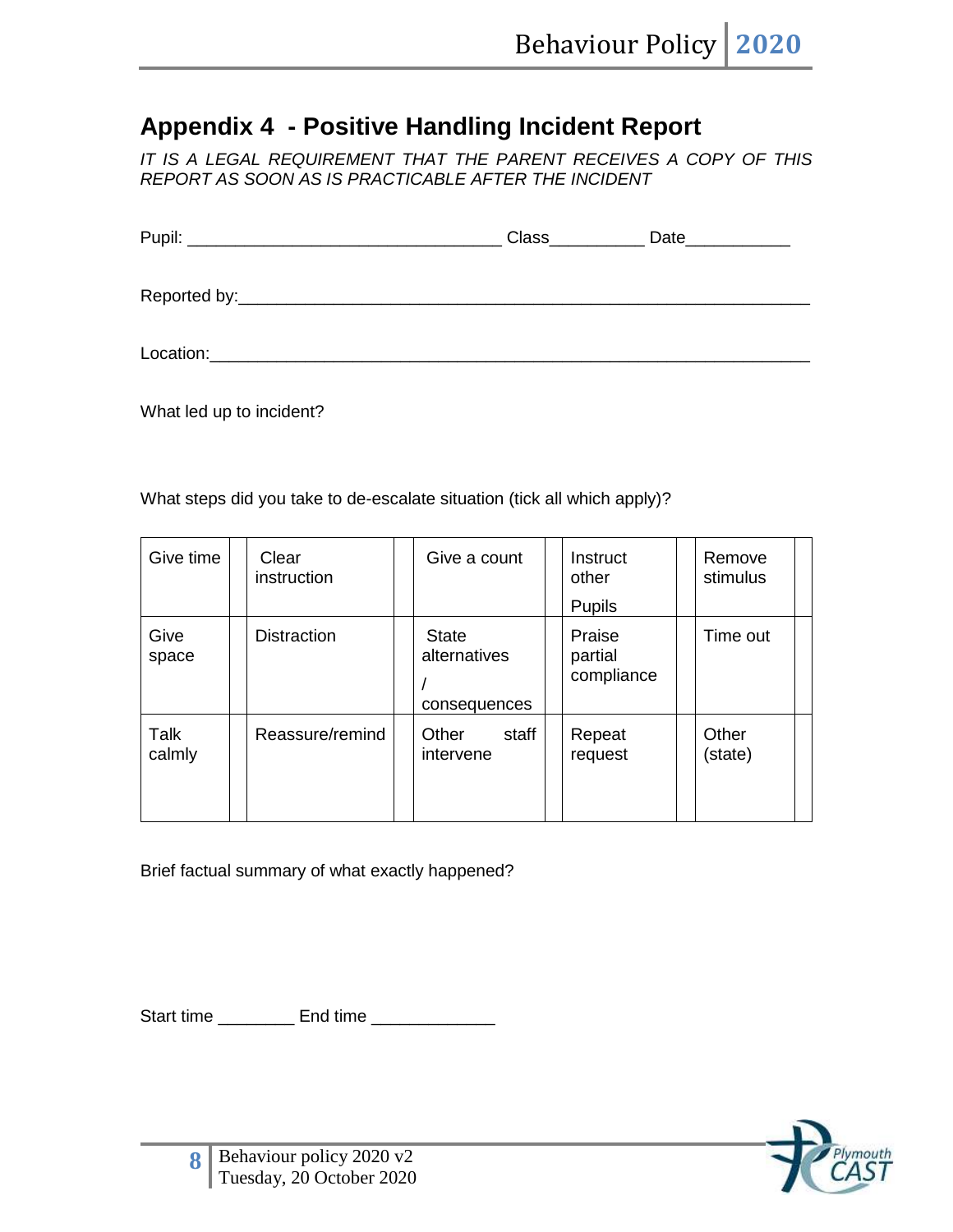## Appendix 4 - Positive Handling Incident Report

*IT IS A LEGAL REQUIREMENT THAT THE PARENT RECEIVES A COPY OF THIS REPORT AS SOON AS IS PRACTICABLE AFTER THE INCIDENT*

Pupil: ________________________________ Class__________ Date___________

Reported by:____________________________________________________________

Location:_______________________________________________________________

What led up to incident?

What steps did you take to de-escalate situation (tick all which apply)?

| | | | | | | | | | |
|---|---|---|---|---|---|---|---|---|---|
| Give time | | Clear instruction | | Give a count | | Instruct other Pupils | | Remove stimulus | |
| Give space | | Distraction | | State alternatives / consequences | | Praise partial compliance | | Time out | |
| Talk calmly | | Reassure/remind | | Other staff intervene | | Repeat request | | Other (state) | |

Brief factual summary of what exactly happened?

Start time ________ End time _____________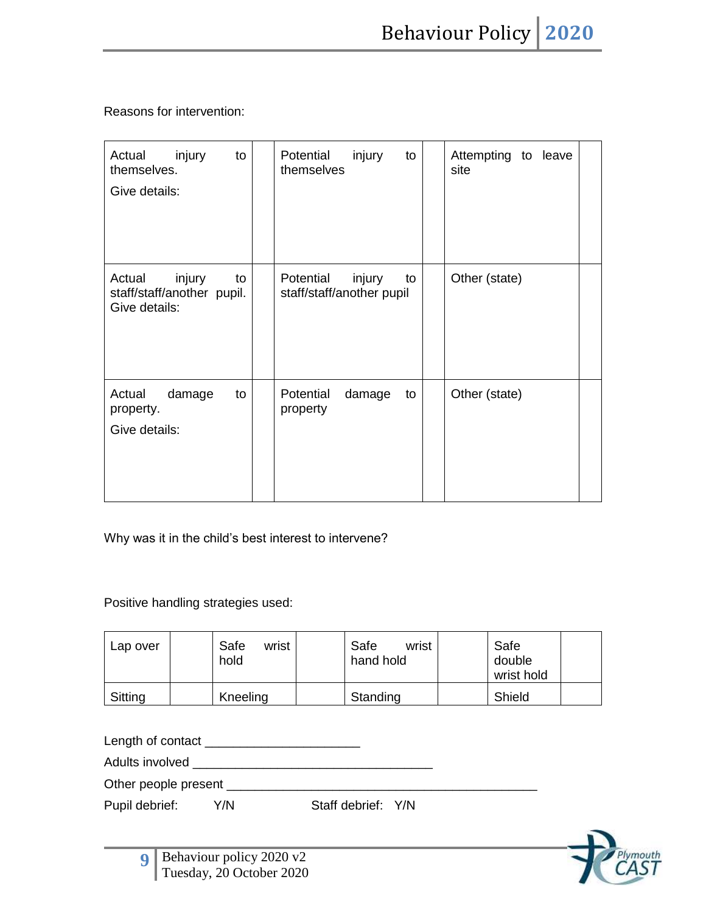Reasons for intervention:

| | | | | | |
|---|---|---|---|---|---|
| Actual injury to themselves.<br>Give details: | | Potential injury to themselves | | Attempting to leave site | |
| Actual injury to staff/staff/another pupil. Give details: | | Potential injury to staff/staff/another pupil | | Other (state) | |
| Actual damage to property.<br>Give details: | | Potential damage to property | | Other (state) | |

Why was it in the child's best interest to intervene?

Positive handling strategies used:

| | | | | | | | |
|---|---|---|---|---|---|---|---|
| Lap over | | Safe wrist hold | | Safe wrist hand hold | | Safe double wrist hold | |
| Sitting | | Kneeling | | Standing | | Shield | |

Length of contact ______________________

Adults involved __________________________________

Other people present ______________________________________________

Pupil debrief: Y/N Staff debrief: Y/N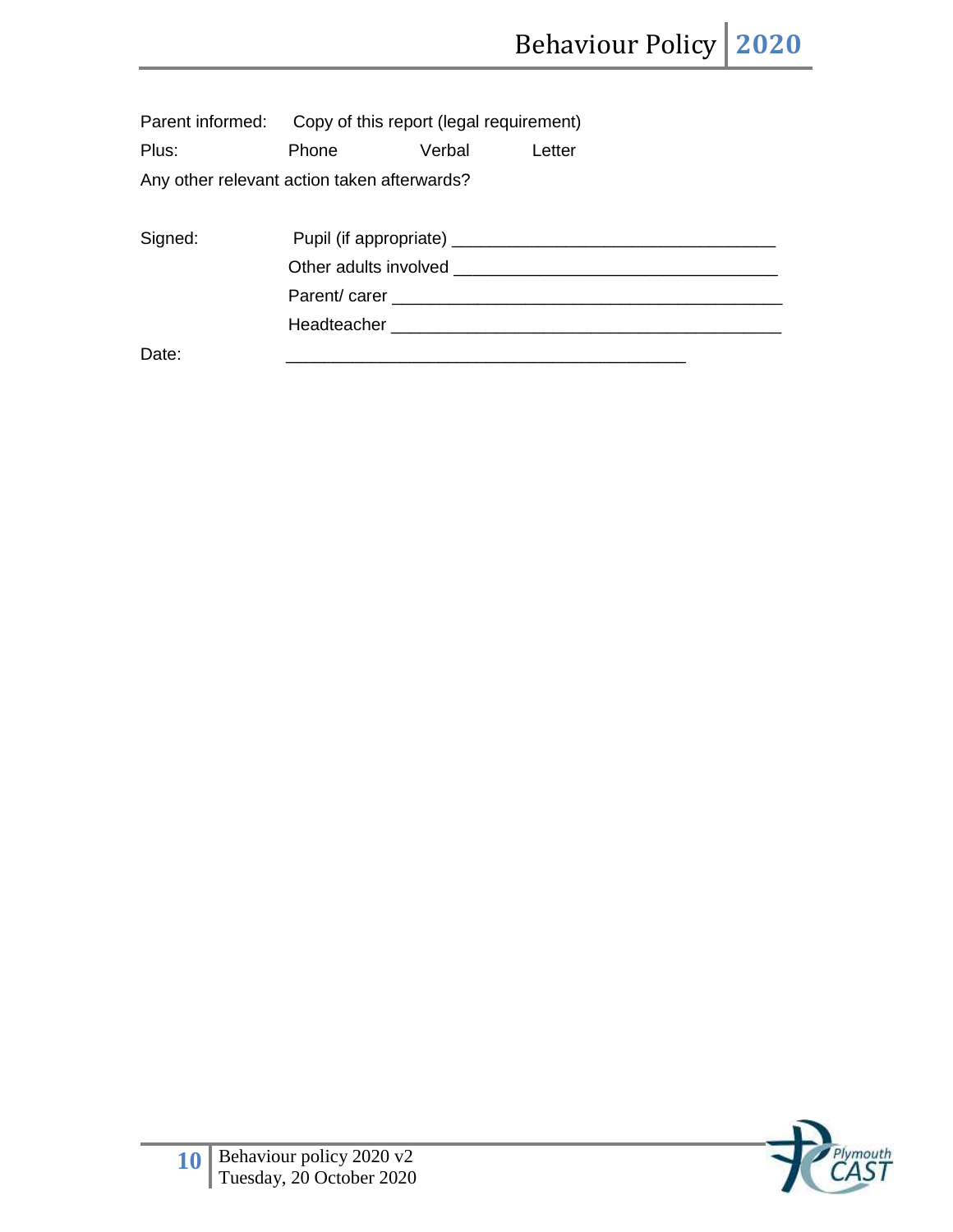Parent informed: Copy of this report (legal requirement)

Plus: Phone Verbal Letter

Any other relevant action taken afterwards?

Signed: Pupil (if appropriate) ___________________________________

Other adults involved ___________________________________

Parent/ carer __________________________________________

Headteacher __________________________________________

Date: ____________________________________________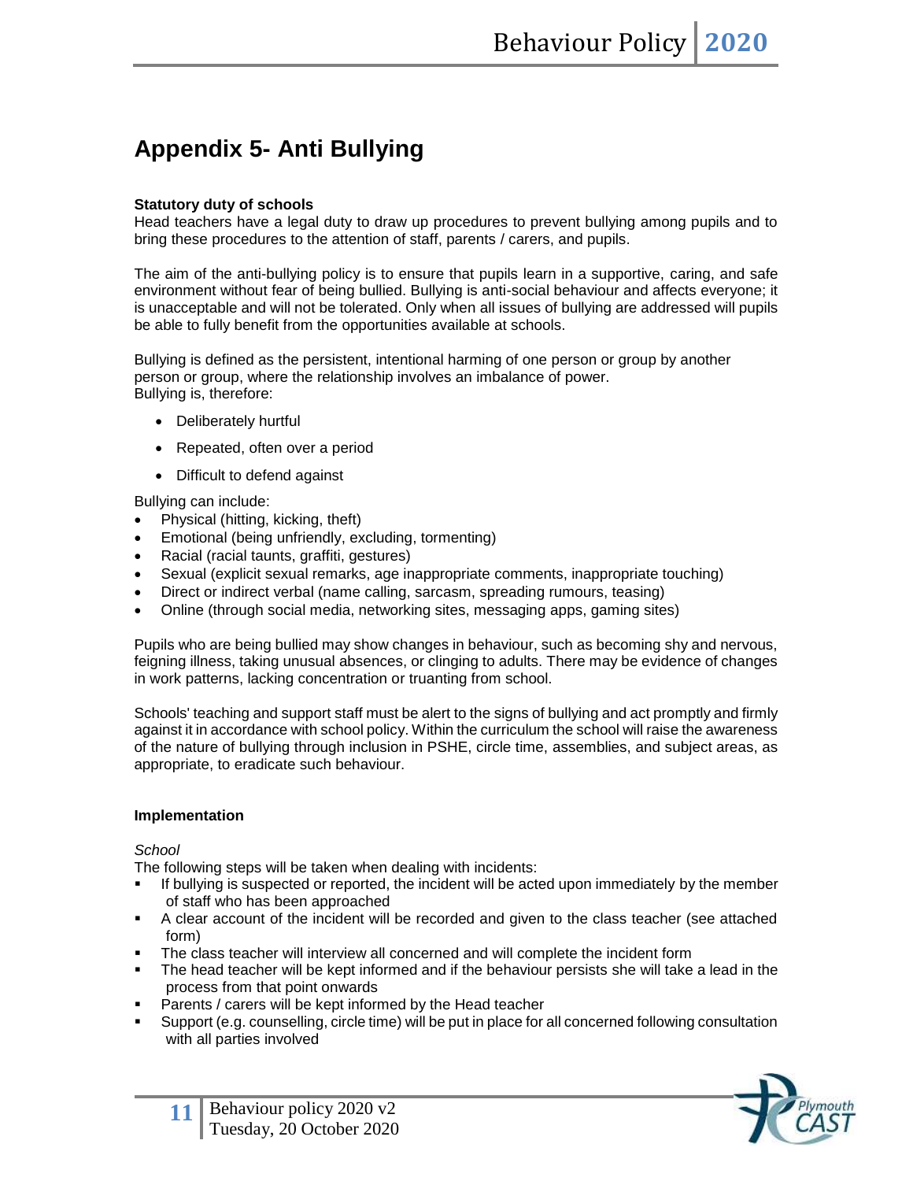# Appendix 5- Anti Bullying

**Statutory duty of schools**
Head teachers have a legal duty to draw up procedures to prevent bullying among pupils and to bring these procedures to the attention of staff, parents / carers, and pupils.

The aim of the anti-bullying policy is to ensure that pupils learn in a supportive, caring, and safe environment without fear of being bullied. Bullying is anti-social behaviour and affects everyone; it is unacceptable and will not be tolerated. Only when all issues of bullying are addressed will pupils be able to fully benefit from the opportunities available at schools.

Bullying is defined as the persistent, intentional harming of one person or group by another person or group, where the relationship involves an imbalance of power.
Bullying is, therefore:

- Deliberately hurtful
- Repeated, often over a period
- Difficult to defend against

Bullying can include:

- Physical (hitting, kicking, theft)
- Emotional (being unfriendly, excluding, tormenting)
- Racial (racial taunts, graffiti, gestures)
- Sexual (explicit sexual remarks, age inappropriate comments, inappropriate touching)
- Direct or indirect verbal (name calling, sarcasm, spreading rumours, teasing)
- Online (through social media, networking sites, messaging apps, gaming sites)

Pupils who are being bullied may show changes in behaviour, such as becoming shy and nervous, feigning illness, taking unusual absences, or clinging to adults. There may be evidence of changes in work patterns, lacking concentration or truanting from school.

Schools' teaching and support staff must be alert to the signs of bullying and act promptly and firmly against it in accordance with school policy. Within the curriculum the school will raise the awareness of the nature of bullying through inclusion in PSHE, circle time, assemblies, and subject areas, as appropriate, to eradicate such behaviour.

**Implementation**

*School*
The following steps will be taken when dealing with incidents:

- If bullying is suspected or reported, the incident will be acted upon immediately by the member of staff who has been approached
- A clear account of the incident will be recorded and given to the class teacher (see attached form)
- The class teacher will interview all concerned and will complete the incident form
- The head teacher will be kept informed and if the behaviour persists she will take a lead in the process from that point onwards
- Parents / carers will be kept informed by the Head teacher
- Support (e.g. counselling, circle time) will be put in place for all concerned following consultation with all parties involved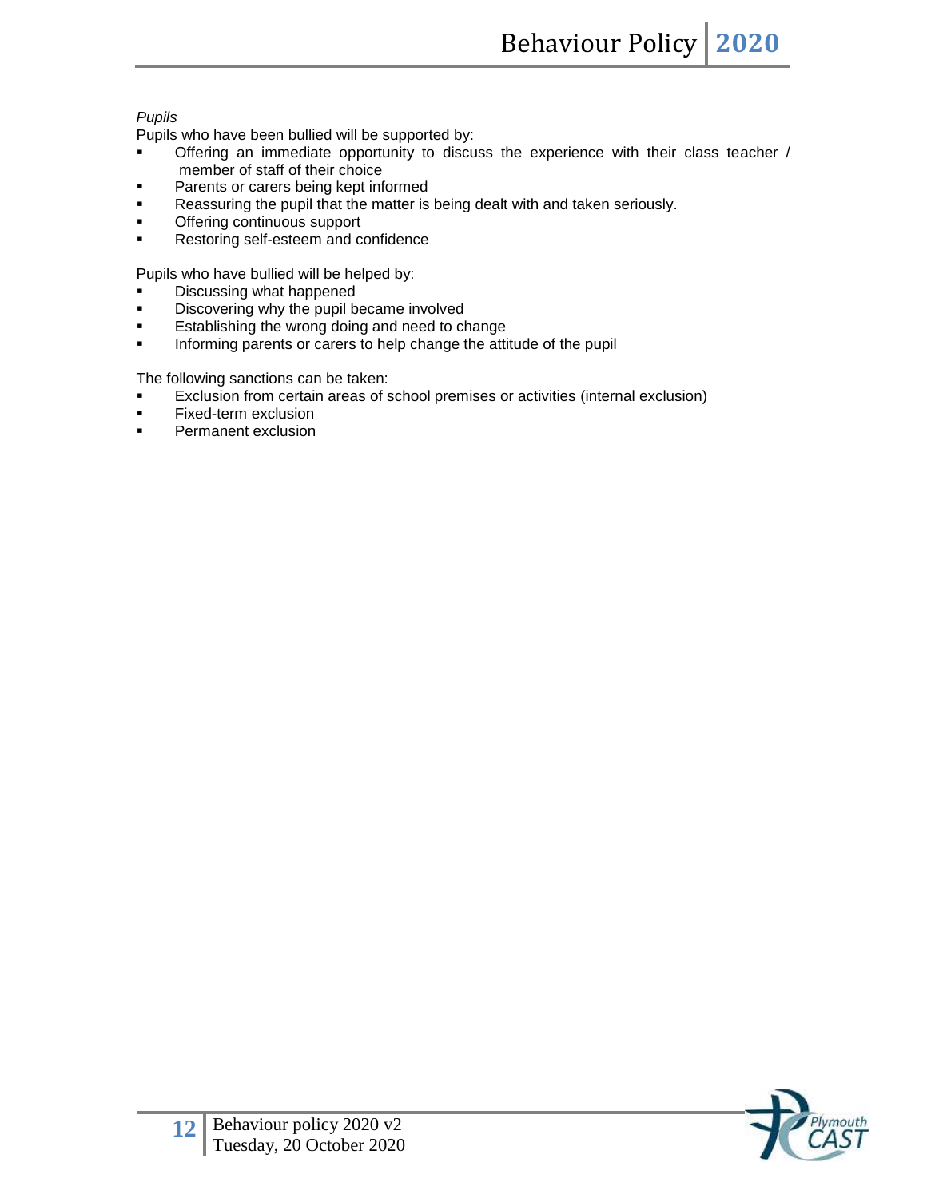*Pupils*

Pupils who have been bullied will be supported by:

- Offering an immediate opportunity to discuss the experience with their class teacher / member of staff of their choice
- Parents or carers being kept informed
- Reassuring the pupil that the matter is being dealt with and taken seriously.
- Offering continuous support
- Restoring self-esteem and confidence

Pupils who have bullied will be helped by:

- Discussing what happened
- Discovering why the pupil became involved
- Establishing the wrong doing and need to change
- Informing parents or carers to help change the attitude of the pupil

The following sanctions can be taken:

- Exclusion from certain areas of school premises or activities (internal exclusion)
- Fixed-term exclusion
- Permanent exclusion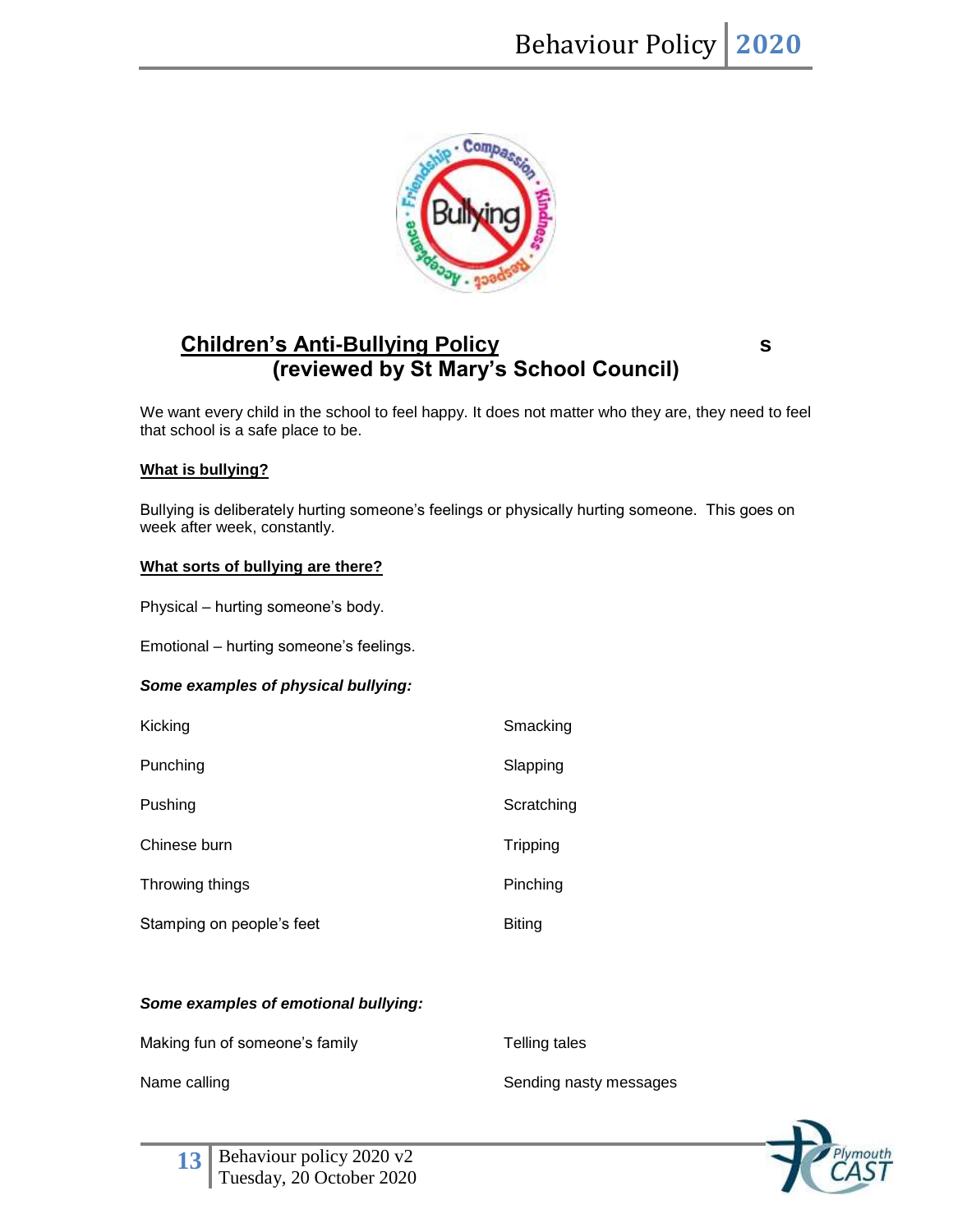## Children's Anti-Bullying Policy s
## (reviewed by St Mary's School Council)

We want every child in the school to feel happy. It does not matter who they are, they need to feel that school is a safe place to be.

**What is bullying?**

Bullying is deliberately hurting someone's feelings or physically hurting someone. This goes on week after week, constantly.

**What sorts of bullying are there?**

Physical – hurting someone's body.

Emotional – hurting someone's feelings.

***Some examples of physical bullying:***

| | |
|---|---|
| Kicking | Smacking |
| Punching | Slapping |
| Pushing | Scratching |
| Chinese burn | Tripping |
| Throwing things | Pinching |
| Stamping on people's feet | Biting |

***Some examples of emotional bullying:***

| | |
|---|---|
| Making fun of someone's family | Telling tales |
| Name calling | Sending nasty messages |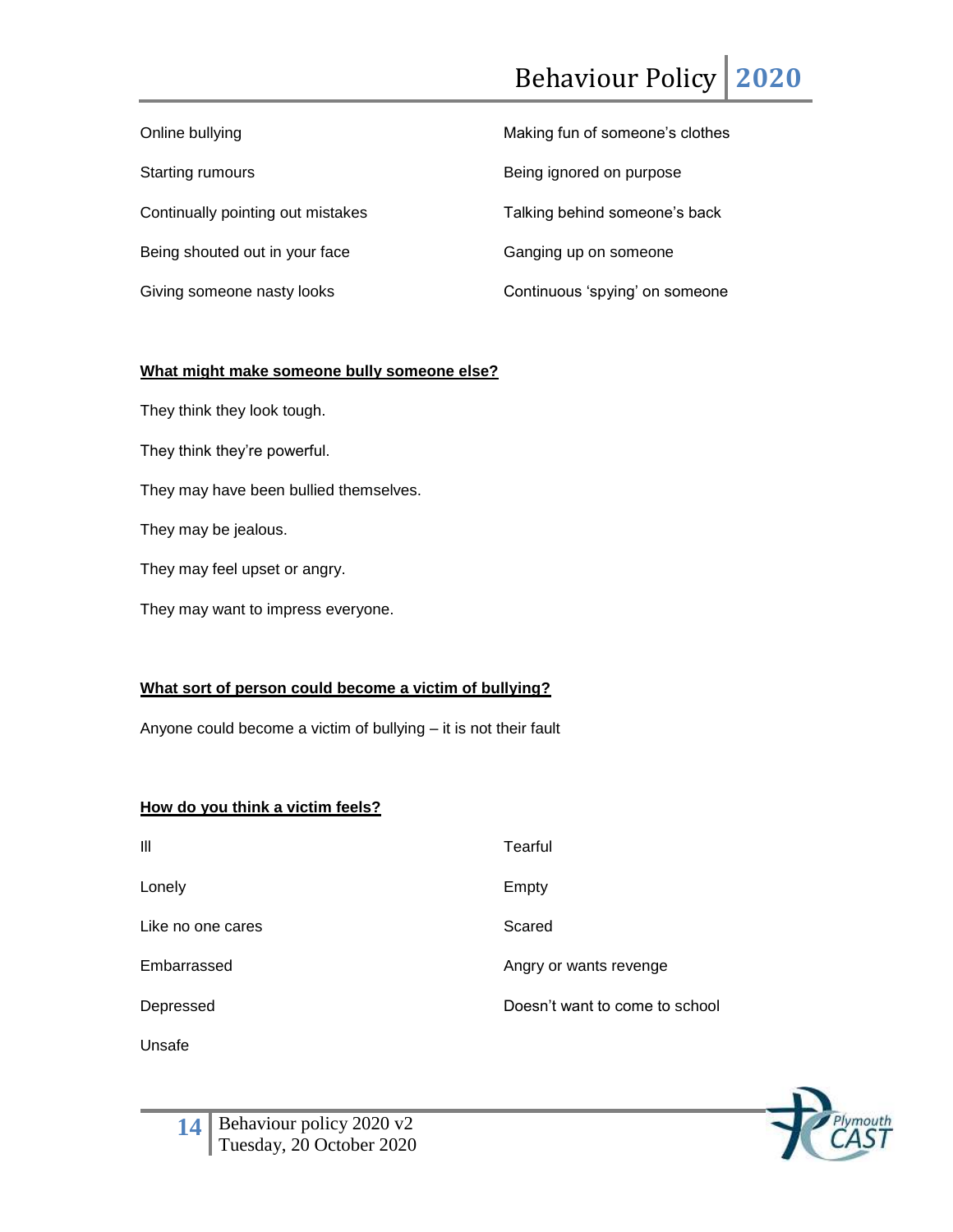Online bullying

Making fun of someone's clothes

Starting rumours

Being ignored on purpose

Continually pointing out mistakes

Talking behind someone's back

Being shouted out in your face

Ganging up on someone

Giving someone nasty looks

Continuous 'spying' on someone

**<u>What might make someone bully someone else?</u>**

They think they look tough.

They think they're powerful.

They may have been bullied themselves.

They may be jealous.

They may feel upset or angry.

They may want to impress everyone.

**<u>What sort of person could become a victim of bullying?</u>**

Anyone could become a victim of bullying – it is not their fault

**<u>How do you think a victim feels?</u>**

Ill

Tearful

Lonely

Empty

Like no one cares

Scared

Embarrassed

Angry or wants revenge

Depressed

Doesn't want to come to school

Unsafe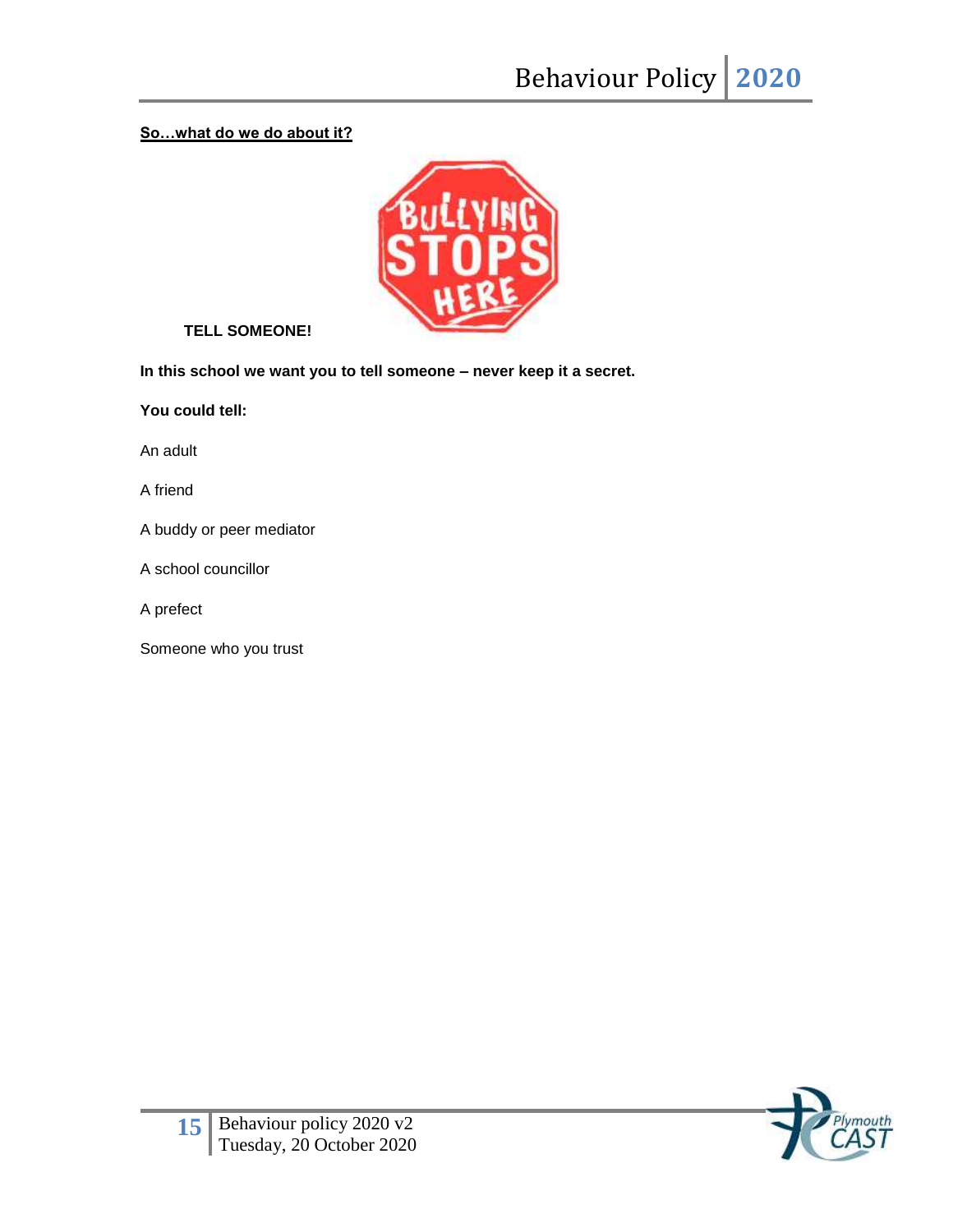**So…what do we do about it?**

**TELL SOMEONE!**

**In this school we want you to tell someone – never keep it a secret.**

**You could tell:**

An adult

A friend

A buddy or peer mediator

A school councillor

A prefect

Someone who you trust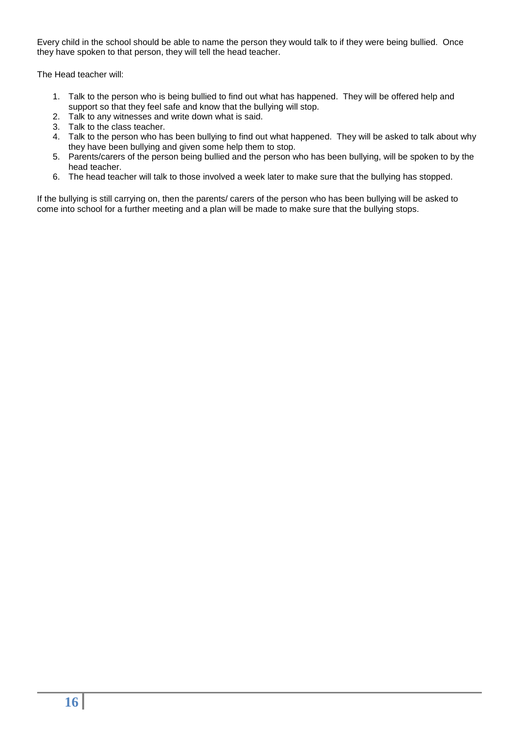Every child in the school should be able to name the person they would talk to if they were being bullied. Once they have spoken to that person, they will tell the head teacher.

The Head teacher will:

1. Talk to the person who is being bullied to find out what has happened. They will be offered help and support so that they feel safe and know that the bullying will stop.
2. Talk to any witnesses and write down what is said.
3. Talk to the class teacher.
4. Talk to the person who has been bullying to find out what happened. They will be asked to talk about why they have been bullying and given some help them to stop.
5. Parents/carers of the person being bullied and the person who has been bullying, will be spoken to by the head teacher.
6. The head teacher will talk to those involved a week later to make sure that the bullying has stopped.

If the bullying is still carrying on, then the parents/ carers of the person who has been bullying will be asked to come into school for a further meeting and a plan will be made to make sure that the bullying stops.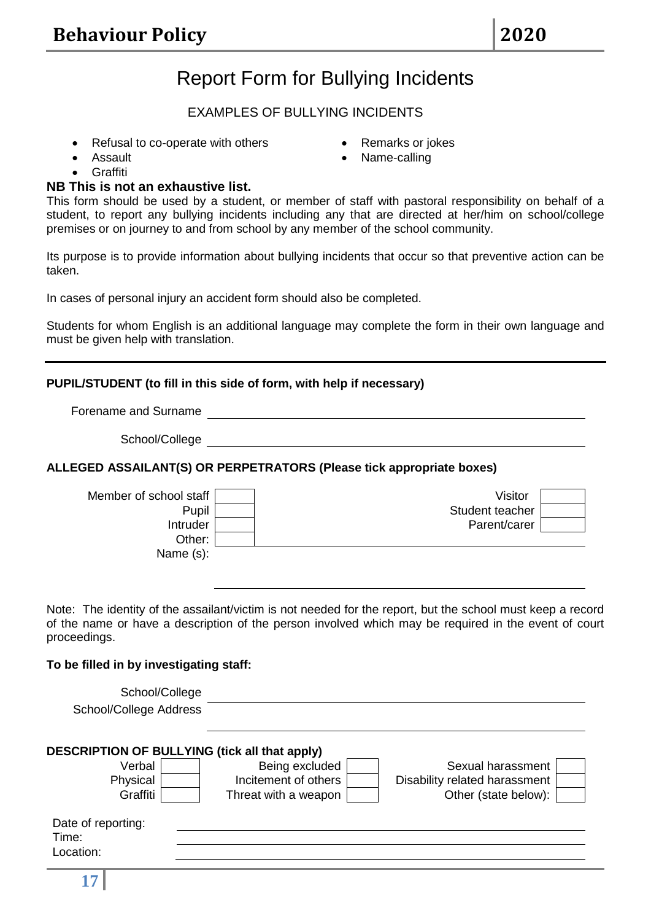# Report Form for Bullying Incidents

## EXAMPLES OF BULLYING INCIDENTS

- Refusal to co-operate with others
- Assault
- Graffiti
- Remarks or jokes
- Name-calling

**NB This is not an exhaustive list.**

This form should be used by a student, or member of staff with pastoral responsibility on behalf of a student, to report any bullying incidents including any that are directed at her/him on school/college premises or on journey to and from school by any member of the school community.

Its purpose is to provide information about bullying incidents that occur so that preventive action can be taken.

In cases of personal injury an accident form should also be completed.

Students for whom English is an additional language may complete the form in their own language and must be given help with translation.

---

**PUPIL/STUDENT (to fill in this side of form, with help if necessary)**

Forename and Surname ____________________

School/College ____________________

**ALLEGED ASSAILANT(S) OR PERPETRATORS (Please tick appropriate boxes)**

| | | | |
|---|---|---|---|
| Member of school staff | ☐ | Visitor | ☐ |
| Pupil | ☐ | Student teacher | ☐ |
| Intruder | ☐ | Parent/carer | ☐ |
| Other: | ☐ | | |

Name (s): ____________________

____________________

Note: The identity of the assailant/victim is not needed for the report, but the school must keep a record of the name or have a description of the person involved which may be required in the event of court proceedings.

**To be filled in by investigating staff:**

School/College ____________________

School/College Address ____________________

____________________

**DESCRIPTION OF BULLYING (tick all that apply)**

| | | | | | |
|---|---|---|---|---|---|
| Verbal | ☐ | Being excluded | ☐ | Sexual harassment | ☐ |
| Physical | ☐ | Incitement of others | ☐ | Disability related harassment | ☐ |
| Graffiti | ☐ | Threat with a weapon | ☐ | Other (state below): | ☐ |

Date of reporting: ____________________

Time: ____________________

Location: ____________________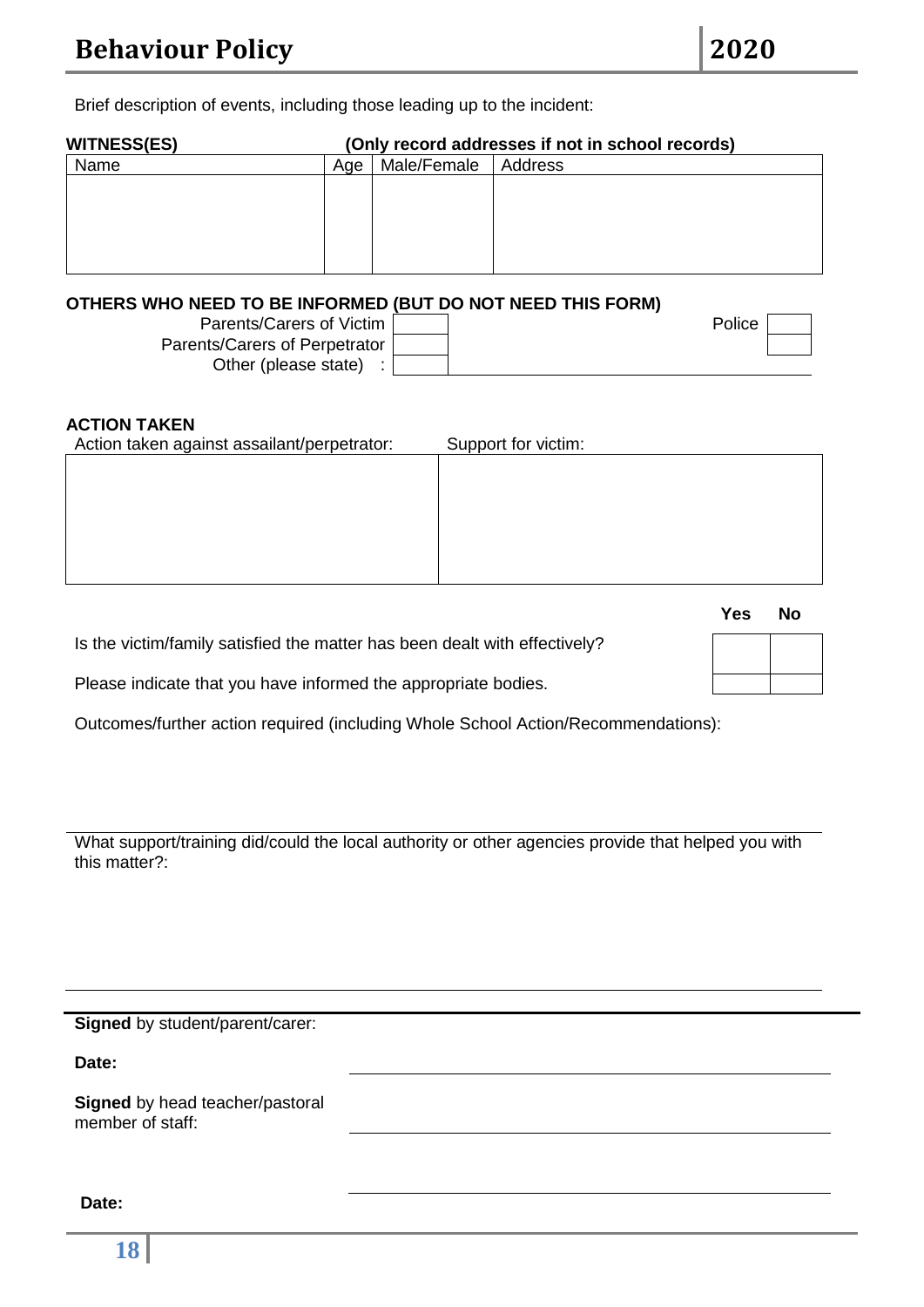Brief description of events, including those leading up to the incident:

**WITNESS(ES)** **(Only record addresses if not in school records)**

| Name | Age | Male/Female | Address |
|---|---|---|---|
| | | | |

**OTHERS WHO NEED TO BE INFORMED (BUT DO NOT NEED THIS FORM)**

| | | | |
|---|---|---|---|
| Parents/Carers of Victim | | Police | |
| Parents/Carers of Perpetrator | | | |
| Other (please state) : | | | |

**ACTION TAKEN**

| Action taken against assailant/perpetrator: | Support for victim: |
|---|---|
| | |

| | Yes | No |
|---|---|---|
| Is the victim/family satisfied the matter has been dealt with effectively? | | |
| Please indicate that you have informed the appropriate bodies. | | |

Outcomes/further action required (including Whole School Action/Recommendations):

What support/training did/could the local authority or other agencies provide that helped you with this matter?:

**Signed** by student/parent/carer:

**Date:**

**Signed** by head teacher/pastoral member of staff:

**Date:**